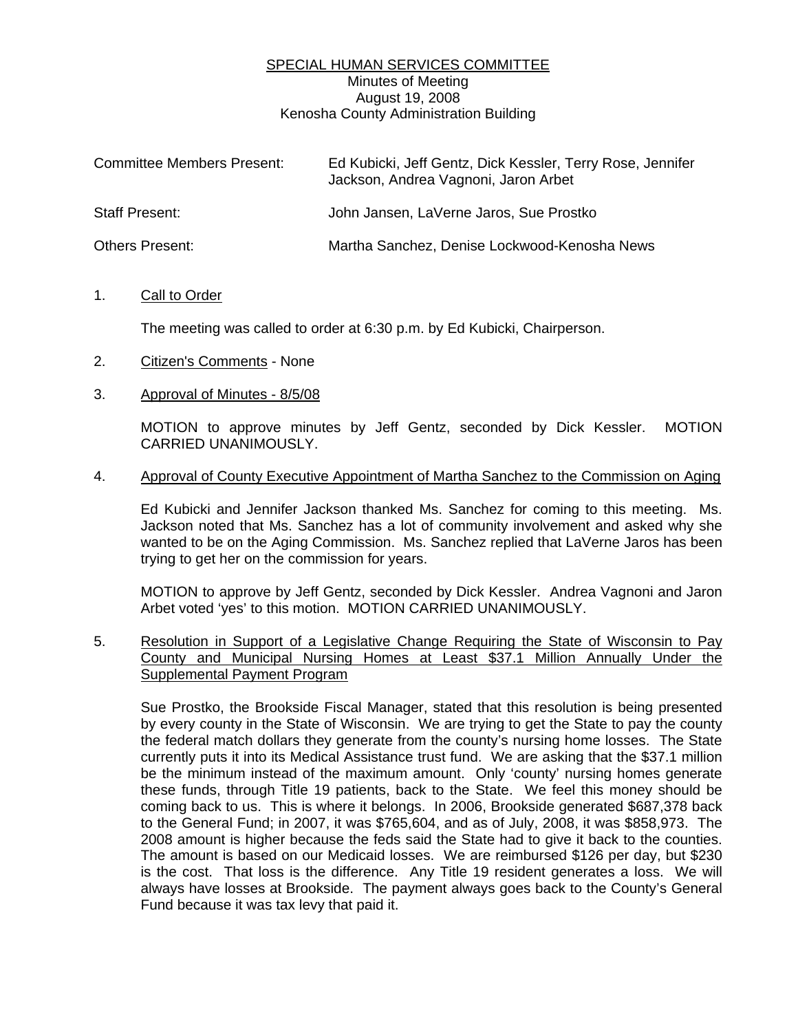# SPECIAL HUMAN SERVICES COMMITTEE

Minutes of Meeting
August 19, 2008
Kenosha County Administration Building

| | |
|---|---|
| Committee Members Present: | Ed Kubicki, Jeff Gentz, Dick Kessler, Terry Rose, Jennifer Jackson, Andrea Vagnoni, Jaron Arbet |
| Staff Present: | John Jansen, LaVerne Jaros, Sue Prostko |
| Others Present: | Martha Sanchez, Denise Lockwood-Kenosha News |

1. Call to Order

   The meeting was called to order at 6:30 p.m. by Ed Kubicki, Chairperson.

2. Citizen's Comments - None

3. Approval of Minutes - 8/5/08

   MOTION to approve minutes by Jeff Gentz, seconded by Dick Kessler. MOTION CARRIED UNANIMOUSLY.

4. Approval of County Executive Appointment of Martha Sanchez to the Commission on Aging

   Ed Kubicki and Jennifer Jackson thanked Ms. Sanchez for coming to this meeting. Ms. Jackson noted that Ms. Sanchez has a lot of community involvement and asked why she wanted to be on the Aging Commission. Ms. Sanchez replied that LaVerne Jaros has been trying to get her on the commission for years.

   MOTION to approve by Jeff Gentz, seconded by Dick Kessler. Andrea Vagnoni and Jaron Arbet voted 'yes' to this motion. MOTION CARRIED UNANIMOUSLY.

5. Resolution in Support of a Legislative Change Requiring the State of Wisconsin to Pay County and Municipal Nursing Homes at Least $37.1 Million Annually Under the Supplemental Payment Program

   Sue Prostko, the Brookside Fiscal Manager, stated that this resolution is being presented by every county in the State of Wisconsin. We are trying to get the State to pay the county the federal match dollars they generate from the county's nursing home losses. The State currently puts it into its Medical Assistance trust fund. We are asking that the $37.1 million be the minimum instead of the maximum amount. Only 'county' nursing homes generate these funds, through Title 19 patients, back to the State. We feel this money should be coming back to us. This is where it belongs. In 2006, Brookside generated $687,378 back to the General Fund; in 2007, it was $765,604, and as of July, 2008, it was $858,973. The 2008 amount is higher because the feds said the State had to give it back to the counties. The amount is based on our Medicaid losses. We are reimbursed $126 per day, but $230 is the cost. That loss is the difference. Any Title 19 resident generates a loss. We will always have losses at Brookside. The payment always goes back to the County's General Fund because it was tax levy that paid it.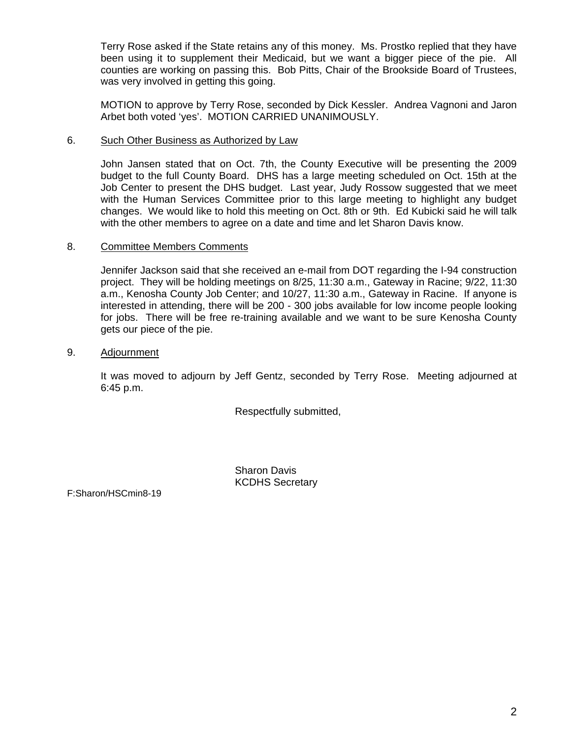Terry Rose asked if the State retains any of this money. Ms. Prostko replied that they have been using it to supplement their Medicaid, but we want a bigger piece of the pie. All counties are working on passing this. Bob Pitts, Chair of the Brookside Board of Trustees, was very involved in getting this going.

MOTION to approve by Terry Rose, seconded by Dick Kessler. Andrea Vagnoni and Jaron Arbet both voted 'yes'. MOTION CARRIED UNANIMOUSLY.

6. Such Other Business as Authorized by Law

John Jansen stated that on Oct. 7th, the County Executive will be presenting the 2009 budget to the full County Board. DHS has a large meeting scheduled on Oct. 15th at the Job Center to present the DHS budget. Last year, Judy Rossow suggested that we meet with the Human Services Committee prior to this large meeting to highlight any budget changes. We would like to hold this meeting on Oct. 8th or 9th. Ed Kubicki said he will talk with the other members to agree on a date and time and let Sharon Davis know.

8. Committee Members Comments

Jennifer Jackson said that she received an e-mail from DOT regarding the I-94 construction project. They will be holding meetings on 8/25, 11:30 a.m., Gateway in Racine; 9/22, 11:30 a.m., Kenosha County Job Center; and 10/27, 11:30 a.m., Gateway in Racine. If anyone is interested in attending, there will be 200 - 300 jobs available for low income people looking for jobs. There will be free re-training available and we want to be sure Kenosha County gets our piece of the pie.

9. Adjournment

It was moved to adjourn by Jeff Gentz, seconded by Terry Rose. Meeting adjourned at 6:45 p.m.

Respectfully submitted,

Sharon Davis
KCDHS Secretary

F:Sharon/HSCmin8-19